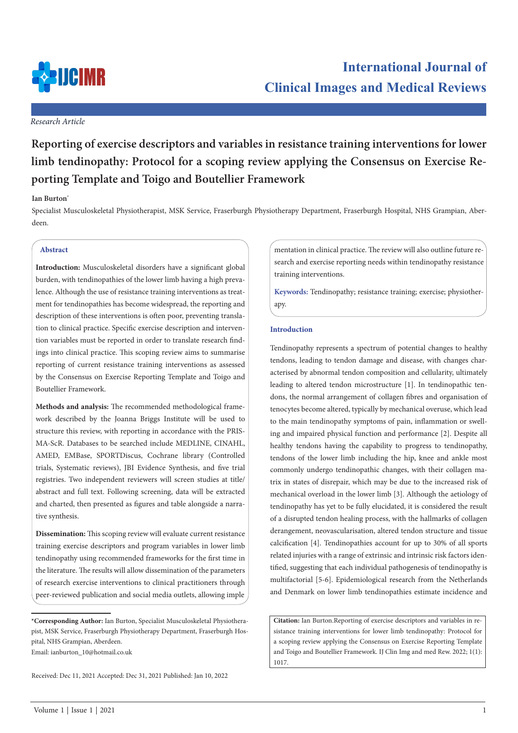*Research Article*

# Reporting of exercise descriptors and variables in resistance training interventions for lower limb tendinopathy: Protocol for a scoping review applying the Consensus on Exercise Reporting Template and Toigo and Boutellier Framework

**Ian Burton***

Specialist Musculoskeletal Physiotherapist, MSK Service, Fraserburgh Physiotherapy Department, Fraserburgh Hospital, NHS Grampian, Aberdeen.

## Abstract

**Introduction:** Musculoskeletal disorders have a significant global burden, with tendinopathies of the lower limb having a high prevalence. Although the use of resistance training interventions as treatment for tendinopathies has become widespread, the reporting and description of these interventions is often poor, preventing translation to clinical practice. Specific exercise description and intervention variables must be reported in order to translate research findings into clinical practice. This scoping review aims to summarise reporting of current resistance training interventions as assessed by the Consensus on Exercise Reporting Template and Toigo and Boutellier Framework.

**Methods and analysis:** The recommended methodological framework described by the Joanna Briggs Institute will be used to structure this review, with reporting in accordance with the PRISMA-ScR. Databases to be searched include MEDLINE, CINAHL, AMED, EMBase, SPORTDiscus, Cochrane library (Controlled trials, Systematic reviews), JBI Evidence Synthesis, and five trial registries. Two independent reviewers will screen studies at title/abstract and full text. Following screening, data will be extracted and charted, then presented as figures and table alongside a narrative synthesis.

**Dissemination:** This scoping review will evaluate current resistance training exercise descriptors and program variables in lower limb tendinopathy using recommended frameworks for the first time in the literature. The results will allow dissemination of the parameters of research exercise interventions to clinical practitioners through peer-reviewed publication and social media outlets, allowing implementation in clinical practice. The review will also outline future research and exercise reporting needs within tendinopathy resistance training interventions.

**Keywords:** Tendinopathy; resistance training; exercise; physiotherapy.

## Introduction

Tendinopathy represents a spectrum of potential changes to healthy tendons, leading to tendon damage and disease, with changes characterised by abnormal tendon composition and cellularity, ultimately leading to altered tendon microstructure [1]. In tendinopathic tendons, the normal arrangement of collagen fibres and organisation of tenocytes become altered, typically by mechanical overuse, which lead to the main tendinopathy symptoms of pain, inflammation or swelling and impaired physical function and performance [2]. Despite all healthy tendons having the capability to progress to tendinopathy, tendons of the lower limb including the hip, knee and ankle most commonly undergo tendinopathic changes, with their collagen matrix in states of disrepair, which may be due to the increased risk of mechanical overload in the lower limb [3]. Although the aetiology of tendinopathy has yet to be fully elucidated, it is considered the result of a disrupted tendon healing process, with the hallmarks of collagen derangement, neovascularisation, altered tendon structure and tissue calcification [4]. Tendinopathies account for up to 30% of all sports related injuries with a range of extrinsic and intrinsic risk factors identified, suggesting that each individual pathogenesis of tendinopathy is multifactorial [5-6]. Epidemiological research from the Netherlands and Denmark on lower limb tendinopathies estimate incidence and

***Corresponding Author:** Ian Burton, Specialist Musculoskeletal Physiotherapist, MSK Service, Fraserburgh Physiotherapy Department, Fraserburgh Hospital, NHS Grampian, Aberdeen.
Email: ianburton_10@hotmail.co.uk

Received: Dec 11, 2021 Accepted: Dec 31, 2021 Published: Jan 10, 2022

**Citation:** Ian Burton.Reporting of exercise descriptors and variables in resistance training interventions for lower limb tendinopathy: Protocol for a scoping review applying the Consensus on Exercise Reporting Template and Toigo and Boutellier Framework. IJ Clin Img and med Rew. 2022; 1(1): 1017.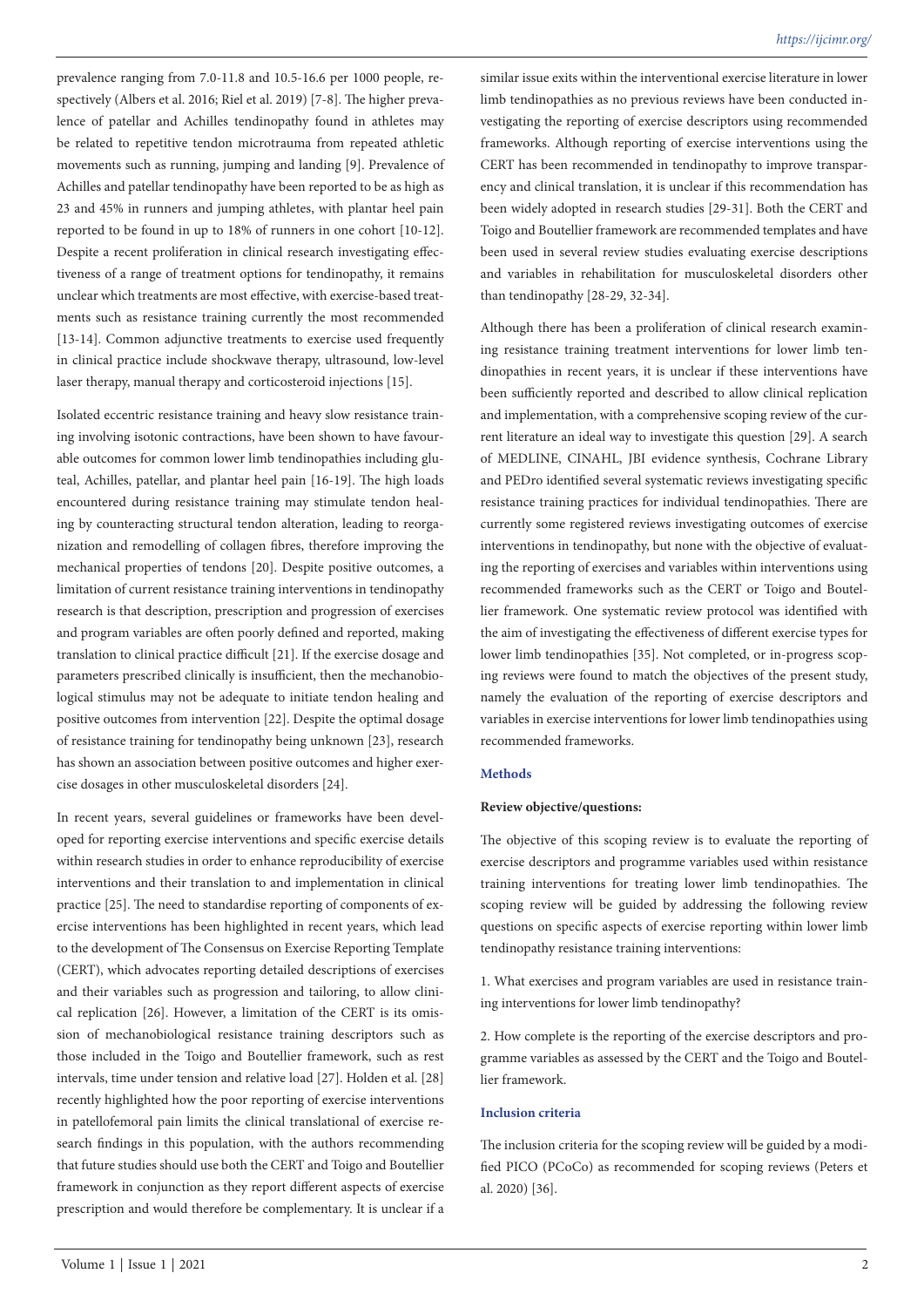prevalence ranging from 7.0-11.8 and 10.5-16.6 per 1000 people, respectively (Albers et al. 2016; Riel et al. 2019) [7-8]. The higher prevalence of patellar and Achilles tendinopathy found in athletes may be related to repetitive tendon microtrauma from repeated athletic movements such as running, jumping and landing [9]. Prevalence of Achilles and patellar tendinopathy have been reported to be as high as 23 and 45% in runners and jumping athletes, with plantar heel pain reported to be found in up to 18% of runners in one cohort [10-12]. Despite a recent proliferation in clinical research investigating effectiveness of a range of treatment options for tendinopathy, it remains unclear which treatments are most effective, with exercise-based treatments such as resistance training currently the most recommended [13-14]. Common adjunctive treatments to exercise used frequently in clinical practice include shockwave therapy, ultrasound, low-level laser therapy, manual therapy and corticosteroid injections [15].

Isolated eccentric resistance training and heavy slow resistance training involving isotonic contractions, have been shown to have favourable outcomes for common lower limb tendinopathies including gluteal, Achilles, patellar, and plantar heel pain [16-19]. The high loads encountered during resistance training may stimulate tendon healing by counteracting structural tendon alteration, leading to reorganization and remodelling of collagen fibres, therefore improving the mechanical properties of tendons [20]. Despite positive outcomes, a limitation of current resistance training interventions in tendinopathy research is that description, prescription and progression of exercises and program variables are often poorly defined and reported, making translation to clinical practice difficult [21]. If the exercise dosage and parameters prescribed clinically is insufficient, then the mechanobiological stimulus may not be adequate to initiate tendon healing and positive outcomes from intervention [22]. Despite the optimal dosage of resistance training for tendinopathy being unknown [23], research has shown an association between positive outcomes and higher exercise dosages in other musculoskeletal disorders [24].

In recent years, several guidelines or frameworks have been developed for reporting exercise interventions and specific exercise details within research studies in order to enhance reproducibility of exercise interventions and their translation to and implementation in clinical practice [25]. The need to standardise reporting of components of exercise interventions has been highlighted in recent years, which lead to the development of The Consensus on Exercise Reporting Template (CERT), which advocates reporting detailed descriptions of exercises and their variables such as progression and tailoring, to allow clinical replication [26]. However, a limitation of the CERT is its omission of mechanobiological resistance training descriptors such as those included in the Toigo and Boutellier framework, such as rest intervals, time under tension and relative load [27]. Holden et al. [28] recently highlighted how the poor reporting of exercise interventions in patellofemoral pain limits the clinical translational of exercise research findings in this population, with the authors recommending that future studies should use both the CERT and Toigo and Boutellier framework in conjunction as they report different aspects of exercise prescription and would therefore be complementary. It is unclear if a similar issue exits within the interventional exercise literature in lower limb tendinopathies as no previous reviews have been conducted investigating the reporting of exercise descriptors using recommended frameworks. Although reporting of exercise interventions using the CERT has been recommended in tendinopathy to improve transparency and clinical translation, it is unclear if this recommendation has been widely adopted in research studies [29-31]. Both the CERT and Toigo and Boutellier framework are recommended templates and have been used in several review studies evaluating exercise descriptions and variables in rehabilitation for musculoskeletal disorders other than tendinopathy [28-29, 32-34].

Although there has been a proliferation of clinical research examining resistance training treatment interventions for lower limb tendinopathies in recent years, it is unclear if these interventions have been sufficiently reported and described to allow clinical replication and implementation, with a comprehensive scoping review of the current literature an ideal way to investigate this question [29]. A search of MEDLINE, CINAHL, JBI evidence synthesis, Cochrane Library and PEDro identified several systematic reviews investigating specific resistance training practices for individual tendinopathies. There are currently some registered reviews investigating outcomes of exercise interventions in tendinopathy, but none with the objective of evaluating the reporting of exercises and variables within interventions using recommended frameworks such as the CERT or Toigo and Boutellier framework. One systematic review protocol was identified with the aim of investigating the effectiveness of different exercise types for lower limb tendinopathies [35]. Not completed, or in-progress scoping reviews were found to match the objectives of the present study, namely the evaluation of the reporting of exercise descriptors and variables in exercise interventions for lower limb tendinopathies using recommended frameworks.

## Methods

**Review objective/questions:**

The objective of this scoping review is to evaluate the reporting of exercise descriptors and programme variables used within resistance training interventions for treating lower limb tendinopathies. The scoping review will be guided by addressing the following review questions on specific aspects of exercise reporting within lower limb tendinopathy resistance training interventions:

1. What exercises and program variables are used in resistance training interventions for lower limb tendinopathy?

2. How complete is the reporting of the exercise descriptors and programme variables as assessed by the CERT and the Toigo and Boutellier framework.

## Inclusion criteria

The inclusion criteria for the scoping review will be guided by a modified PICO (PCoCo) as recommended for scoping reviews (Peters et al. 2020) [36].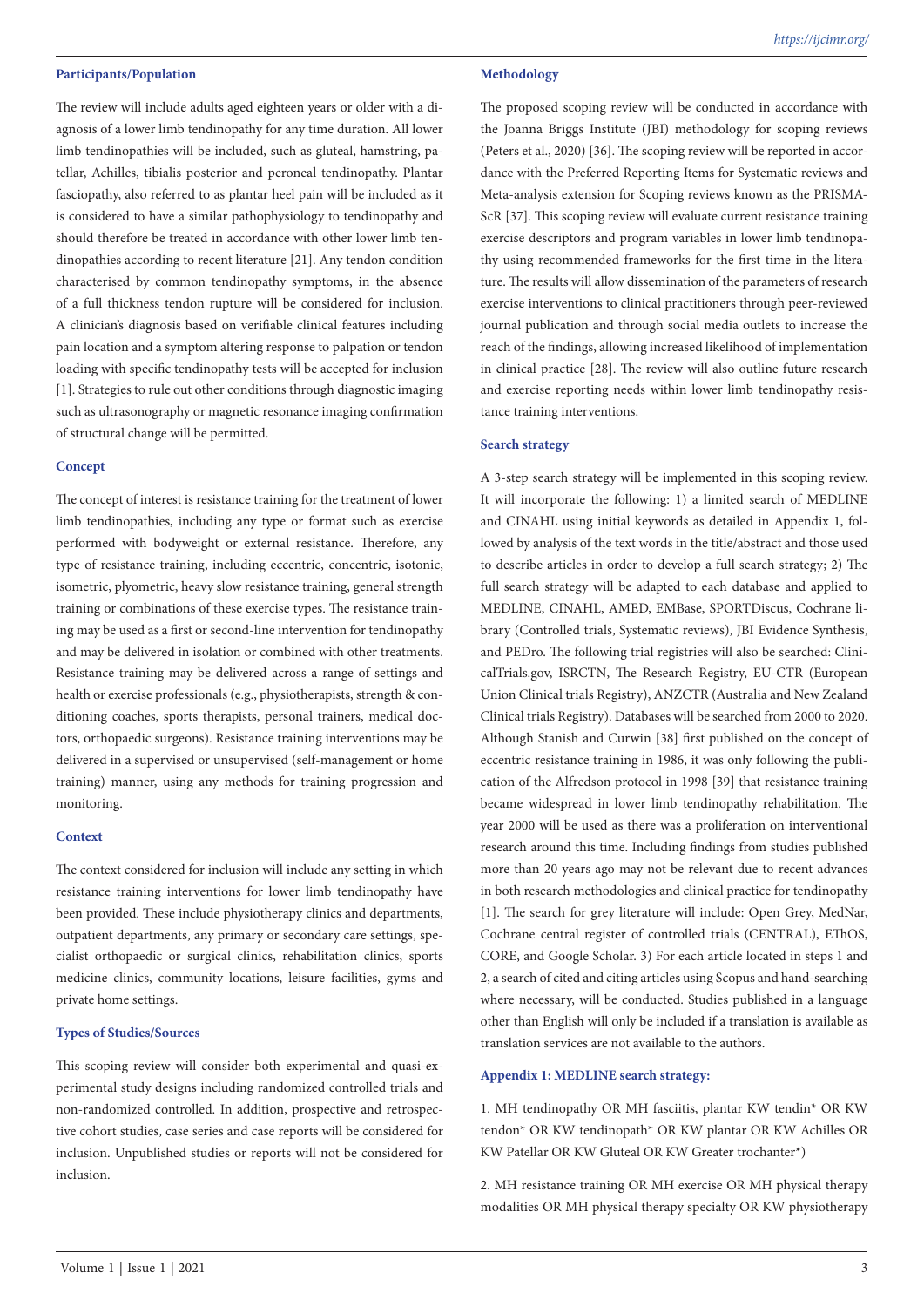### Participants/Population

The review will include adults aged eighteen years or older with a diagnosis of a lower limb tendinopathy for any time duration. All lower limb tendinopathies will be included, such as gluteal, hamstring, patellar, Achilles, tibialis posterior and peroneal tendinopathy. Plantar fasciopathy, also referred to as plantar heel pain will be included as it is considered to have a similar pathophysiology to tendinopathy and should therefore be treated in accordance with other lower limb tendinopathies according to recent literature [21]. Any tendon condition characterised by common tendinopathy symptoms, in the absence of a full thickness tendon rupture will be considered for inclusion. A clinician's diagnosis based on verifiable clinical features including pain location and a symptom altering response to palpation or tendon loading with specific tendinopathy tests will be accepted for inclusion [1]. Strategies to rule out other conditions through diagnostic imaging such as ultrasonography or magnetic resonance imaging confirmation of structural change will be permitted.

### Concept

The concept of interest is resistance training for the treatment of lower limb tendinopathies, including any type or format such as exercise performed with bodyweight or external resistance. Therefore, any type of resistance training, including eccentric, concentric, isotonic, isometric, plyometric, heavy slow resistance training, general strength training or combinations of these exercise types. The resistance training may be used as a first or second-line intervention for tendinopathy and may be delivered in isolation or combined with other treatments. Resistance training may be delivered across a range of settings and health or exercise professionals (e.g., physiotherapists, strength & conditioning coaches, sports therapists, personal trainers, medical doctors, orthopaedic surgeons). Resistance training interventions may be delivered in a supervised or unsupervised (self-management or home training) manner, using any methods for training progression and monitoring.

### Context

The context considered for inclusion will include any setting in which resistance training interventions for lower limb tendinopathy have been provided. These include physiotherapy clinics and departments, outpatient departments, any primary or secondary care settings, specialist orthopaedic or surgical clinics, rehabilitation clinics, sports medicine clinics, community locations, leisure facilities, gyms and private home settings.

### Types of Studies/Sources

This scoping review will consider both experimental and quasi-experimental study designs including randomized controlled trials and non-randomized controlled. In addition, prospective and retrospective cohort studies, case series and case reports will be considered for inclusion. Unpublished studies or reports will not be considered for inclusion.

### Methodology

The proposed scoping review will be conducted in accordance with the Joanna Briggs Institute (JBI) methodology for scoping reviews (Peters et al., 2020) [36]. The scoping review will be reported in accordance with the Preferred Reporting Items for Systematic reviews and Meta-analysis extension for Scoping reviews known as the PRISMA-ScR [37]. This scoping review will evaluate current resistance training exercise descriptors and program variables in lower limb tendinopathy using recommended frameworks for the first time in the literature. The results will allow dissemination of the parameters of research exercise interventions to clinical practitioners through peer-reviewed journal publication and through social media outlets to increase the reach of the findings, allowing increased likelihood of implementation in clinical practice [28]. The review will also outline future research and exercise reporting needs within lower limb tendinopathy resistance training interventions.

### Search strategy

A 3-step search strategy will be implemented in this scoping review. It will incorporate the following: 1) a limited search of MEDLINE and CINAHL using initial keywords as detailed in Appendix 1, followed by analysis of the text words in the title/abstract and those used to describe articles in order to develop a full search strategy; 2) The full search strategy will be adapted to each database and applied to MEDLINE, CINAHL, AMED, EMBase, SPORTDiscus, Cochrane library (Controlled trials, Systematic reviews), JBI Evidence Synthesis, and PEDro. The following trial registries will also be searched: ClinicalTrials.gov, ISRCTN, The Research Registry, EU-CTR (European Union Clinical trials Registry), ANZCTR (Australia and New Zealand Clinical trials Registry). Databases will be searched from 2000 to 2020. Although Stanish and Curwin [38] first published on the concept of eccentric resistance training in 1986, it was only following the publication of the Alfredson protocol in 1998 [39] that resistance training became widespread in lower limb tendinopathy rehabilitation. The year 2000 will be used as there was a proliferation on interventional research around this time. Including findings from studies published more than 20 years ago may not be relevant due to recent advances in both research methodologies and clinical practice for tendinopathy [1]. The search for grey literature will include: Open Grey, MedNar, Cochrane central register of controlled trials (CENTRAL), EThOS, CORE, and Google Scholar. 3) For each article located in steps 1 and 2, a search of cited and citing articles using Scopus and hand-searching where necessary, will be conducted. Studies published in a language other than English will only be included if a translation is available as translation services are not available to the authors.

### Appendix 1: MEDLINE search strategy:

1. MH tendinopathy OR MH fasciitis, plantar KW tendin* OR KW tendon* OR KW tendinopath* OR KW plantar OR KW Achilles OR KW Patellar OR KW Gluteal OR KW Greater trochanter*)

2. MH resistance training OR MH exercise OR MH physical therapy modalities OR MH physical therapy specialty OR KW physiotherapy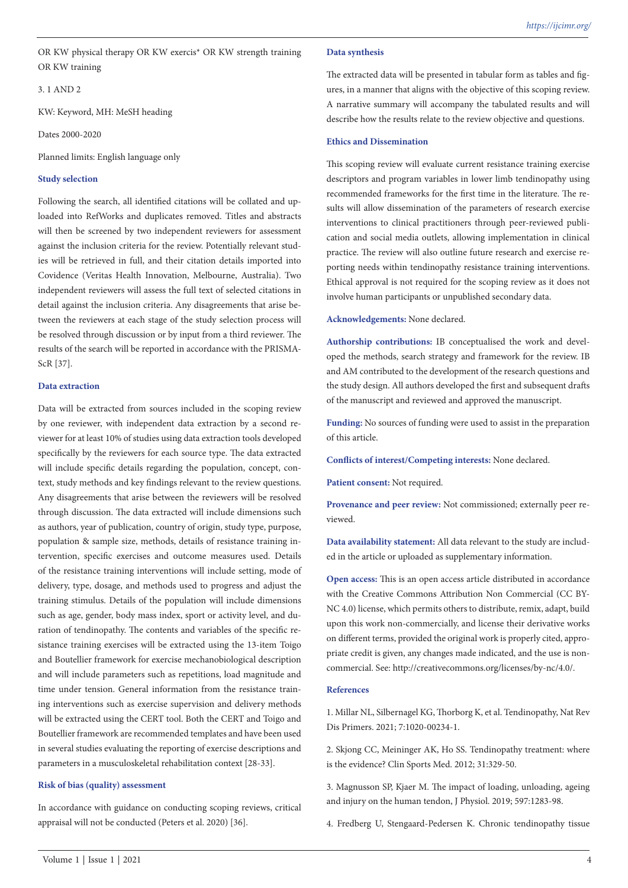OR KW physical therapy OR KW exercis* OR KW strength training OR KW training

3. 1 AND 2

KW: Keyword, MH: MeSH heading

Dates 2000-2020

Planned limits: English language only

### Study selection

Following the search, all identified citations will be collated and uploaded into RefWorks and duplicates removed. Titles and abstracts will then be screened by two independent reviewers for assessment against the inclusion criteria for the review. Potentially relevant studies will be retrieved in full, and their citation details imported into Covidence (Veritas Health Innovation, Melbourne, Australia). Two independent reviewers will assess the full text of selected citations in detail against the inclusion criteria. Any disagreements that arise between the reviewers at each stage of the study selection process will be resolved through discussion or by input from a third reviewer. The results of the search will be reported in accordance with the PRISMA-ScR [37].

### Data extraction

Data will be extracted from sources included in the scoping review by one reviewer, with independent data extraction by a second reviewer for at least 10% of studies using data extraction tools developed specifically by the reviewers for each source type. The data extracted will include specific details regarding the population, concept, context, study methods and key findings relevant to the review questions. Any disagreements that arise between the reviewers will be resolved through discussion. The data extracted will include dimensions such as authors, year of publication, country of origin, study type, purpose, population & sample size, methods, details of resistance training intervention, specific exercises and outcome measures used. Details of the resistance training interventions will include setting, mode of delivery, type, dosage, and methods used to progress and adjust the training stimulus. Details of the population will include dimensions such as age, gender, body mass index, sport or activity level, and duration of tendinopathy. The contents and variables of the specific resistance training exercises will be extracted using the 13-item Toigo and Boutellier framework for exercise mechanobiological description and will include parameters such as repetitions, load magnitude and time under tension. General information from the resistance training interventions such as exercise supervision and delivery methods will be extracted using the CERT tool. Both the CERT and Toigo and Boutellier framework are recommended templates and have been used in several studies evaluating the reporting of exercise descriptions and parameters in a musculoskeletal rehabilitation context [28-33].

### Risk of bias (quality) assessment

In accordance with guidance on conducting scoping reviews, critical appraisal will not be conducted (Peters et al. 2020) [36].

### Data synthesis

The extracted data will be presented in tabular form as tables and figures, in a manner that aligns with the objective of this scoping review. A narrative summary will accompany the tabulated results and will describe how the results relate to the review objective and questions.

### Ethics and Dissemination

This scoping review will evaluate current resistance training exercise descriptors and program variables in lower limb tendinopathy using recommended frameworks for the first time in the literature. The results will allow dissemination of the parameters of research exercise interventions to clinical practitioners through peer-reviewed publication and social media outlets, allowing implementation in clinical practice. The review will also outline future research and exercise reporting needs within tendinopathy resistance training interventions. Ethical approval is not required for the scoping review as it does not involve human participants or unpublished secondary data.

**Acknowledgements:** None declared.

**Authorship contributions:** IB conceptualised the work and developed the methods, search strategy and framework for the review. IB and AM contributed to the development of the research questions and the study design. All authors developed the first and subsequent drafts of the manuscript and reviewed and approved the manuscript.

**Funding:** No sources of funding were used to assist in the preparation of this article.

**Conflicts of interest/Competing interests:** None declared.

**Patient consent:** Not required.

**Provenance and peer review:** Not commissioned; externally peer reviewed.

**Data availability statement:** All data relevant to the study are included in the article or uploaded as supplementary information.

**Open access:** This is an open access article distributed in accordance with the Creative Commons Attribution Non Commercial (CC BY-NC 4.0) license, which permits others to distribute, remix, adapt, build upon this work non-commercially, and license their derivative works on different terms, provided the original work is properly cited, appropriate credit is given, any changes made indicated, and the use is non-commercial. See: http://creativecommons.org/licenses/by-nc/4.0/.

### References

1. Millar NL, Silbernagel KG, Thorborg K, et al. Tendinopathy, Nat Rev Dis Primers. 2021; 7:1020-00234-1.

2. Skjong CC, Meininger AK, Ho SS. Tendinopathy treatment: where is the evidence? Clin Sports Med. 2012; 31:329-50.

3. Magnusson SP, Kjaer M. The impact of loading, unloading, ageing and injury on the human tendon, J Physiol. 2019; 597:1283-98.

4. Fredberg U, Stengaard-Pedersen K. Chronic tendinopathy tissue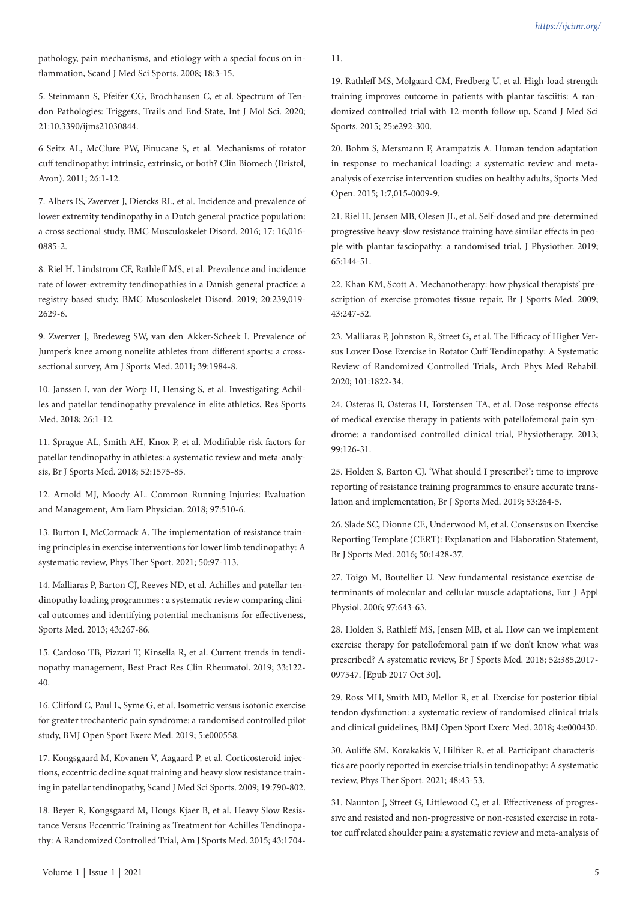pathology, pain mechanisms, and etiology with a special focus on inflammation, Scand J Med Sci Sports. 2008; 18:3-15.

5. Steinmann S, Pfeifer CG, Brochhausen C, et al. Spectrum of Tendon Pathologies: Triggers, Trails and End-State, Int J Mol Sci. 2020; 21:10.3390/ijms21030844.

6 Seitz AL, McClure PW, Finucane S, et al. Mechanisms of rotator cuff tendinopathy: intrinsic, extrinsic, or both? Clin Biomech (Bristol, Avon). 2011; 26:1-12.

7. Albers IS, Zwerver J, Diercks RL, et al. Incidence and prevalence of lower extremity tendinopathy in a Dutch general practice population: a cross sectional study, BMC Musculoskelet Disord. 2016; 17: 16,016-0885-2.

8. Riel H, Lindstrom CF, Rathleff MS, et al. Prevalence and incidence rate of lower-extremity tendinopathies in a Danish general practice: a registry-based study, BMC Musculoskelet Disord. 2019; 20:239,019-2629-6.

9. Zwerver J, Bredeweg SW, van den Akker-Scheek I. Prevalence of Jumper's knee among nonelite athletes from different sports: a cross-sectional survey, Am J Sports Med. 2011; 39:1984-8.

10. Janssen I, van der Worp H, Hensing S, et al. Investigating Achilles and patellar tendinopathy prevalence in elite athletics, Res Sports Med. 2018; 26:1-12.

11. Sprague AL, Smith AH, Knox P, et al. Modifiable risk factors for patellar tendinopathy in athletes: a systematic review and meta-analysis, Br J Sports Med. 2018; 52:1575-85.

12. Arnold MJ, Moody AL. Common Running Injuries: Evaluation and Management, Am Fam Physician. 2018; 97:510-6.

13. Burton I, McCormack A. The implementation of resistance training principles in exercise interventions for lower limb tendinopathy: A systematic review, Phys Ther Sport. 2021; 50:97-113.

14. Malliaras P, Barton CJ, Reeves ND, et al. Achilles and patellar tendinopathy loading programmes : a systematic review comparing clinical outcomes and identifying potential mechanisms for effectiveness, Sports Med. 2013; 43:267-86.

15. Cardoso TB, Pizzari T, Kinsella R, et al. Current trends in tendinopathy management, Best Pract Res Clin Rheumatol. 2019; 33:122-40.

16. Clifford C, Paul L, Syme G, et al. Isometric versus isotonic exercise for greater trochanteric pain syndrome: a randomised controlled pilot study, BMJ Open Sport Exerc Med. 2019; 5:e000558.

17. Kongsgaard M, Kovanen V, Aagaard P, et al. Corticosteroid injections, eccentric decline squat training and heavy slow resistance training in patellar tendinopathy, Scand J Med Sci Sports. 2009; 19:790-802.

18. Beyer R, Kongsgaard M, Hougs Kjaer B, et al. Heavy Slow Resistance Versus Eccentric Training as Treatment for Achilles Tendinopathy: A Randomized Controlled Trial, Am J Sports Med. 2015; 43:1704-11.

19. Rathleff MS, Molgaard CM, Fredberg U, et al. High-load strength training improves outcome in patients with plantar fasciitis: A randomized controlled trial with 12-month follow-up, Scand J Med Sci Sports. 2015; 25:e292-300.

20. Bohm S, Mersmann F, Arampatzis A. Human tendon adaptation in response to mechanical loading: a systematic review and meta-analysis of exercise intervention studies on healthy adults, Sports Med Open. 2015; 1:7,015-0009-9.

21. Riel H, Jensen MB, Olesen JL, et al. Self-dosed and pre-determined progressive heavy-slow resistance training have similar effects in people with plantar fasciopathy: a randomised trial, J Physiother. 2019; 65:144-51.

22. Khan KM, Scott A. Mechanotherapy: how physical therapists' prescription of exercise promotes tissue repair, Br J Sports Med. 2009; 43:247-52.

23. Malliaras P, Johnston R, Street G, et al. The Efficacy of Higher Versus Lower Dose Exercise in Rotator Cuff Tendinopathy: A Systematic Review of Randomized Controlled Trials, Arch Phys Med Rehabil. 2020; 101:1822-34.

24. Osteras B, Osteras H, Torstensen TA, et al. Dose-response effects of medical exercise therapy in patients with patellofemoral pain syndrome: a randomised controlled clinical trial, Physiotherapy. 2013; 99:126-31.

25. Holden S, Barton CJ. 'What should I prescribe?': time to improve reporting of resistance training programmes to ensure accurate translation and implementation, Br J Sports Med. 2019; 53:264-5.

26. Slade SC, Dionne CE, Underwood M, et al. Consensus on Exercise Reporting Template (CERT): Explanation and Elaboration Statement, Br J Sports Med. 2016; 50:1428-37.

27. Toigo M, Boutellier U. New fundamental resistance exercise determinants of molecular and cellular muscle adaptations, Eur J Appl Physiol. 2006; 97:643-63.

28. Holden S, Rathleff MS, Jensen MB, et al. How can we implement exercise therapy for patellofemoral pain if we don't know what was prescribed? A systematic review, Br J Sports Med. 2018; 52:385,2017-097547. [Epub 2017 Oct 30].

29. Ross MH, Smith MD, Mellor R, et al. Exercise for posterior tibial tendon dysfunction: a systematic review of randomised clinical trials and clinical guidelines, BMJ Open Sport Exerc Med. 2018; 4:e000430.

30. Auliffe SM, Korakakis V, Hilfiker R, et al. Participant characteristics are poorly reported in exercise trials in tendinopathy: A systematic review, Phys Ther Sport. 2021; 48:43-53.

31. Naunton J, Street G, Littlewood C, et al. Effectiveness of progressive and resisted and non-progressive or non-resisted exercise in rotator cuff related shoulder pain: a systematic review and meta-analysis of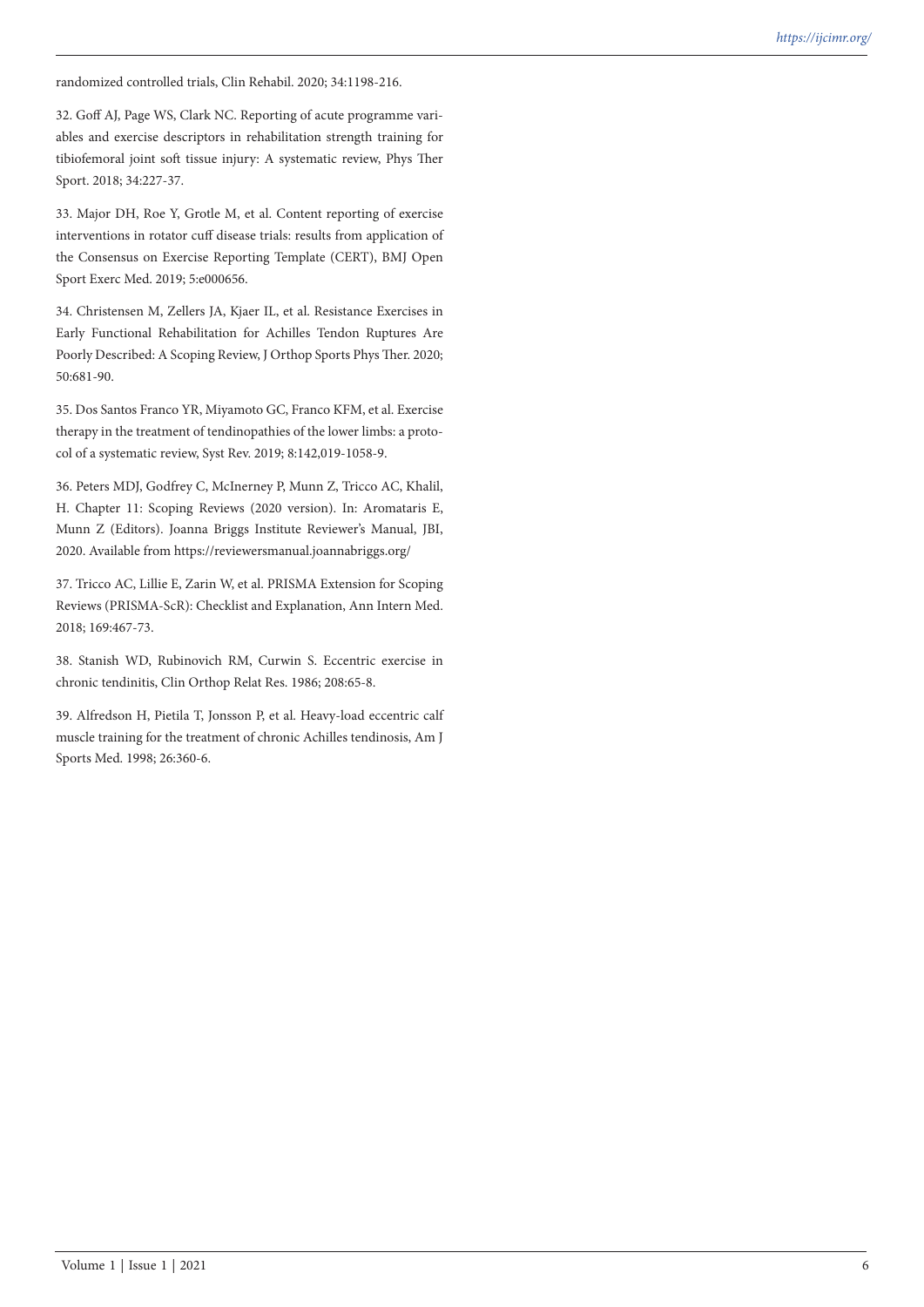randomized controlled trials, Clin Rehabil. 2020; 34:1198-216.

32. Goff AJ, Page WS, Clark NC. Reporting of acute programme variables and exercise descriptors in rehabilitation strength training for tibiofemoral joint soft tissue injury: A systematic review, Phys Ther Sport. 2018; 34:227-37.

33. Major DH, Roe Y, Grotle M, et al. Content reporting of exercise interventions in rotator cuff disease trials: results from application of the Consensus on Exercise Reporting Template (CERT), BMJ Open Sport Exerc Med. 2019; 5:e000656.

34. Christensen M, Zellers JA, Kjaer IL, et al. Resistance Exercises in Early Functional Rehabilitation for Achilles Tendon Ruptures Are Poorly Described: A Scoping Review, J Orthop Sports Phys Ther. 2020; 50:681-90.

35. Dos Santos Franco YR, Miyamoto GC, Franco KFM, et al. Exercise therapy in the treatment of tendinopathies of the lower limbs: a protocol of a systematic review, Syst Rev. 2019; 8:142,019-1058-9.

36. Peters MDJ, Godfrey C, McInerney P, Munn Z, Tricco AC, Khalil, H. Chapter 11: Scoping Reviews (2020 version). In: Aromataris E, Munn Z (Editors). Joanna Briggs Institute Reviewer's Manual, JBI, 2020. Available from https://reviewersmanual.joannabriggs.org/

37. Tricco AC, Lillie E, Zarin W, et al. PRISMA Extension for Scoping Reviews (PRISMA-ScR): Checklist and Explanation, Ann Intern Med. 2018; 169:467-73.

38. Stanish WD, Rubinovich RM, Curwin S. Eccentric exercise in chronic tendinitis, Clin Orthop Relat Res. 1986; 208:65-8.

39. Alfredson H, Pietila T, Jonsson P, et al. Heavy-load eccentric calf muscle training for the treatment of chronic Achilles tendinosis, Am J Sports Med. 1998; 26:360-6.